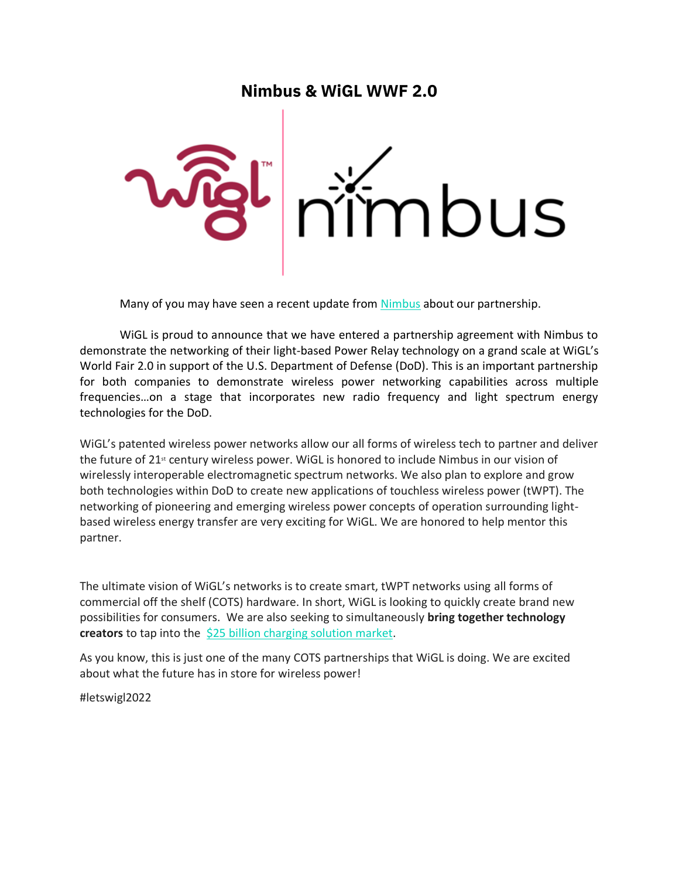# Nimbus & WiGL WWF 2.0

Many of you may have seen a recent update from Nimbus about our partnership.

WiGL is proud to announce that we have entered a partnership agreement with Nimbus to demonstrate the networking of their light-based Power Relay technology on a grand scale at WiGL's World Fair 2.0 in support of the U.S. Department of Defense (DoD). This is an important partnership for both companies to demonstrate wireless power networking capabilities across multiple frequencies…on a stage that incorporates new radio frequency and light spectrum energy technologies for the DoD.

WiGL's patented wireless power networks allow our all forms of wireless tech to partner and deliver the future of 21st century wireless power. WiGL is honored to include Nimbus in our vision of wirelessly interoperable electromagnetic spectrum networks. We also plan to explore and grow both technologies within DoD to create new applications of touchless wireless power (tWPT). The networking of pioneering and emerging wireless power concepts of operation surrounding light-based wireless energy transfer are very exciting for WiGL. We are honored to help mentor this partner.

The ultimate vision of WiGL's networks is to create smart, tWPT networks using all forms of commercial off the shelf (COTS) hardware. In short, WiGL is looking to quickly create brand new possibilities for consumers. We are also seeking to simultaneously **bring together technology creators** to tap into the $25 billion charging solution market.

As you know, this is just one of the many COTS partnerships that WiGL is doing. We are excited about what the future has in store for wireless power!

#letswigl2022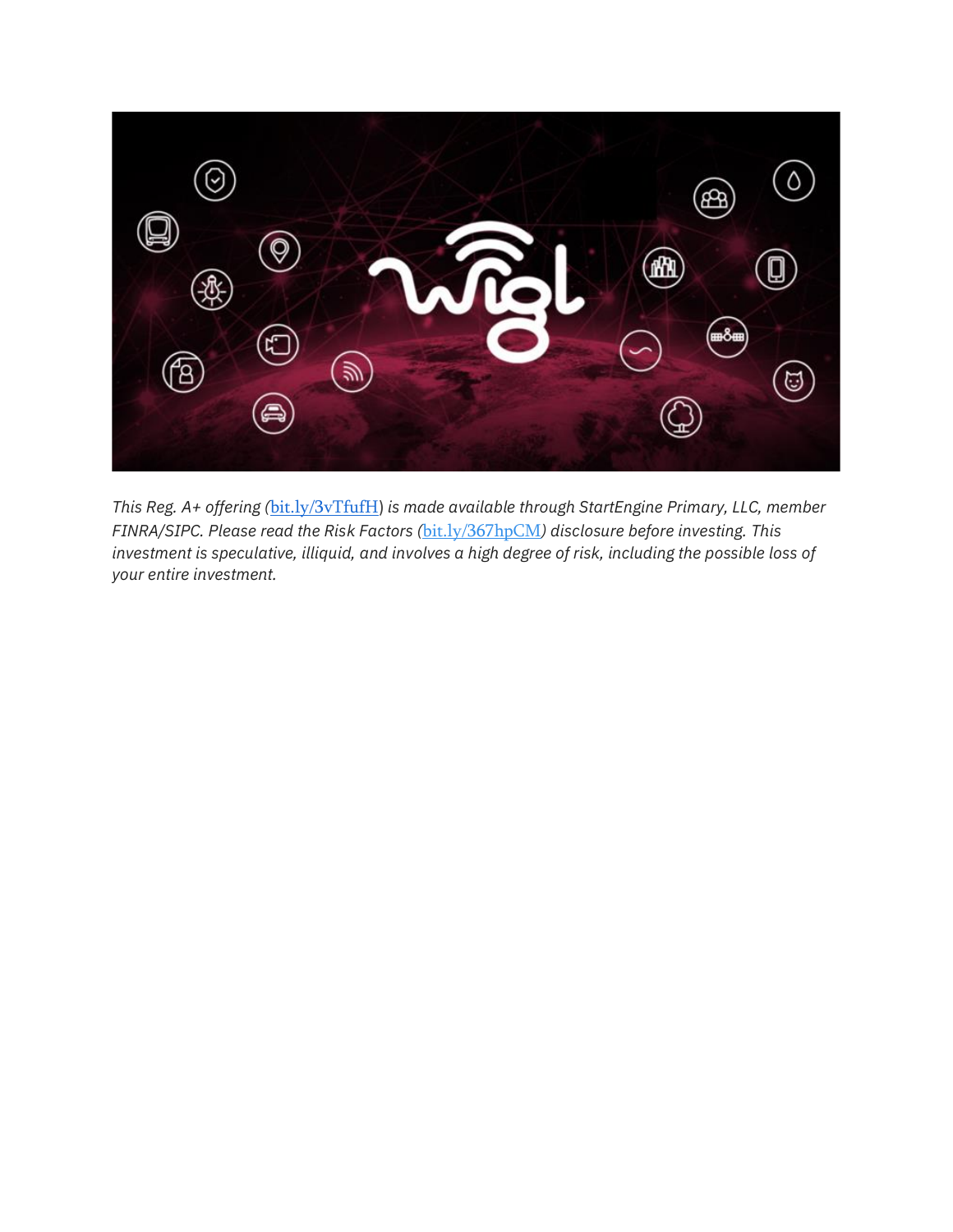*This Reg. A+ offering (*[bit.ly/3vTfufH](https://bit.ly/3vTfufH)*) is made available through StartEngine Primary, LLC, member FINRA/SIPC. Please read the Risk Factors (*[bit.ly/367hpCM](https://bit.ly/367hpCM)*) disclosure before investing. This investment is speculative, illiquid, and involves a high degree of risk, including the possible loss of your entire investment.*